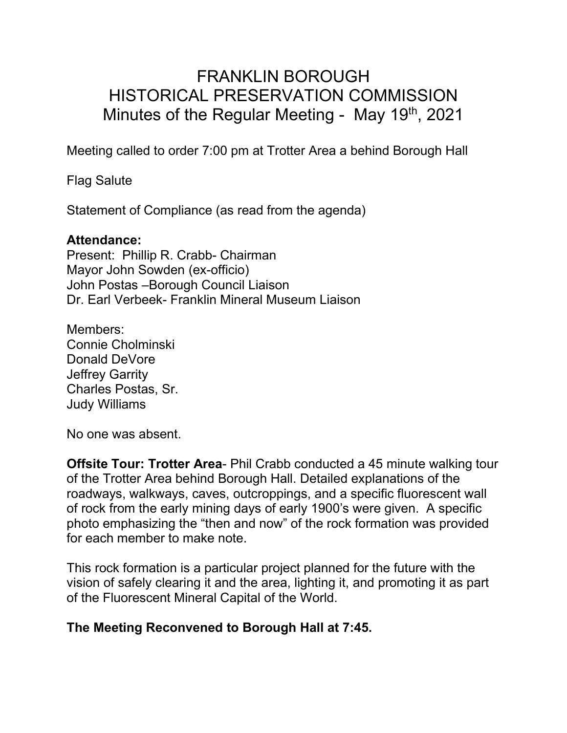# FRANKLIN BOROUGH
# HISTORICAL PRESERVATION COMMISSION
## Minutes of the Regular Meeting - May 19th, 2021

Meeting called to order 7:00 pm at Trotter Area a behind Borough Hall

Flag Salute

Statement of Compliance (as read from the agenda)

**Attendance:**
Present: Phillip R. Crabb- Chairman
Mayor John Sowden (ex-officio)
John Postas –Borough Council Liaison
Dr. Earl Verbeek- Franklin Mineral Museum Liaison

Members:
Connie Cholminski
Donald DeVore
Jeffrey Garrity
Charles Postas, Sr.
Judy Williams

No one was absent.

**Offsite Tour: Trotter Area**- Phil Crabb conducted a 45 minute walking tour of the Trotter Area behind Borough Hall. Detailed explanations of the roadways, walkways, caves, outcroppings, and a specific fluorescent wall of rock from the early mining days of early 1900's were given. A specific photo emphasizing the "then and now" of the rock formation was provided for each member to make note.

This rock formation is a particular project planned for the future with the vision of safely clearing it and the area, lighting it, and promoting it as part of the Fluorescent Mineral Capital of the World.

**The Meeting Reconvened to Borough Hall at 7:45.**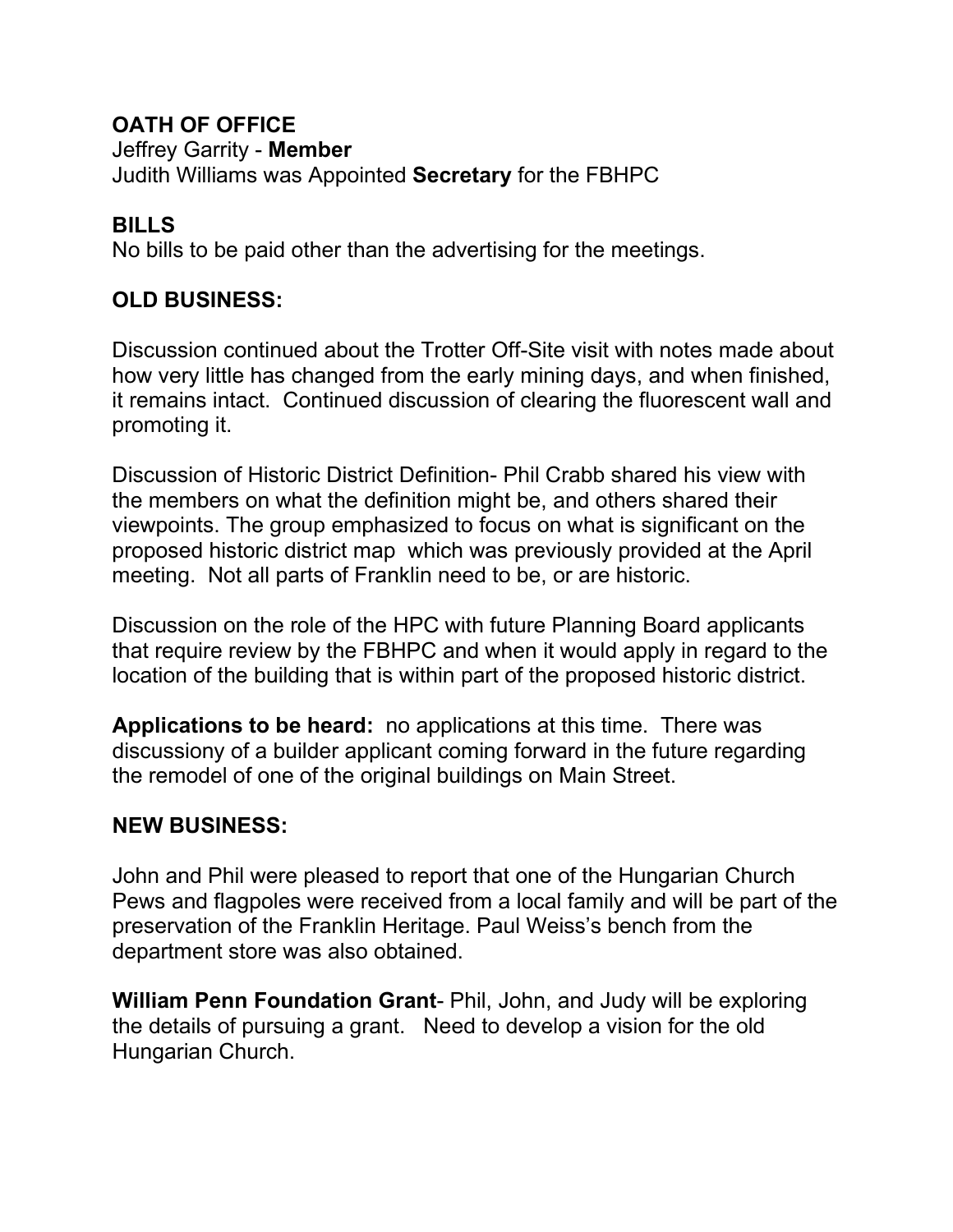**OATH OF OFFICE**
Jeffrey Garrity - **Member**
Judith Williams was Appointed **Secretary** for the FBHPC

**BILLS**
No bills to be paid other than the advertising for the meetings.

**OLD BUSINESS:**

Discussion continued about the Trotter Off-Site visit with notes made about how very little has changed from the early mining days, and when finished, it remains intact. Continued discussion of clearing the fluorescent wall and promoting it.

Discussion of Historic District Definition- Phil Crabb shared his view with the members on what the definition might be, and others shared their viewpoints. The group emphasized to focus on what is significant on the proposed historic district map which was previously provided at the April meeting. Not all parts of Franklin need to be, or are historic.

Discussion on the role of the HPC with future Planning Board applicants that require review by the FBHPC and when it would apply in regard to the location of the building that is within part of the proposed historic district.

**Applications to be heard:** no applications at this time. There was discussiony of a builder applicant coming forward in the future regarding the remodel of one of the original buildings on Main Street.

**NEW BUSINESS:**

John and Phil were pleased to report that one of the Hungarian Church Pews and flagpoles were received from a local family and will be part of the preservation of the Franklin Heritage. Paul Weiss's bench from the department store was also obtained.

**William Penn Foundation Grant**- Phil, John, and Judy will be exploring the details of pursuing a grant. Need to develop a vision for the old Hungarian Church.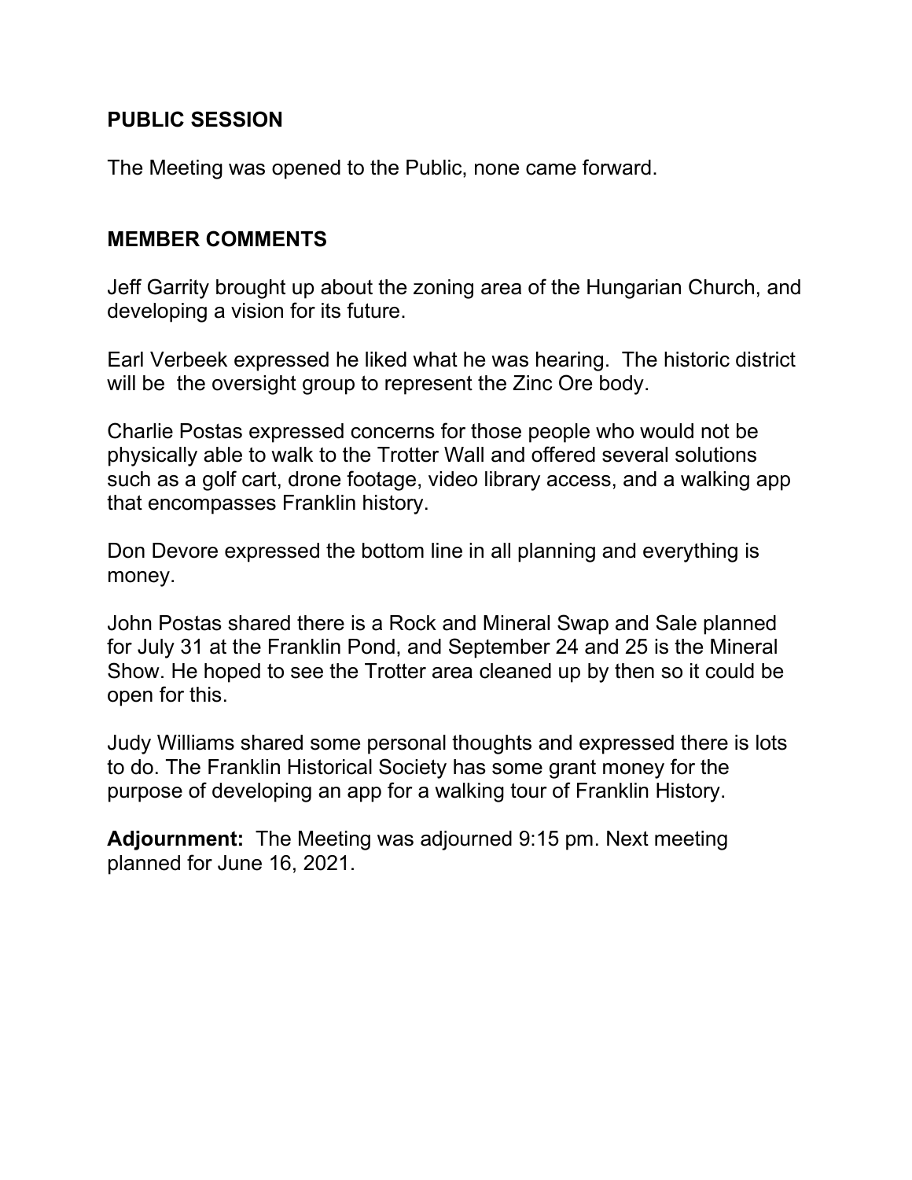## PUBLIC SESSION

The Meeting was opened to the Public, none came forward.

## MEMBER COMMENTS

Jeff Garrity brought up about the zoning area of the Hungarian Church, and developing a vision for its future.

Earl Verbeek expressed he liked what he was hearing. The historic district will be the oversight group to represent the Zinc Ore body.

Charlie Postas expressed concerns for those people who would not be physically able to walk to the Trotter Wall and offered several solutions such as a golf cart, drone footage, video library access, and a walking app that encompasses Franklin history.

Don Devore expressed the bottom line in all planning and everything is money.

John Postas shared there is a Rock and Mineral Swap and Sale planned for July 31 at the Franklin Pond, and September 24 and 25 is the Mineral Show. He hoped to see the Trotter area cleaned up by then so it could be open for this.

Judy Williams shared some personal thoughts and expressed there is lots to do. The Franklin Historical Society has some grant money for the purpose of developing an app for a walking tour of Franklin History.

**Adjournment:** The Meeting was adjourned 9:15 pm. Next meeting planned for June 16, 2021.